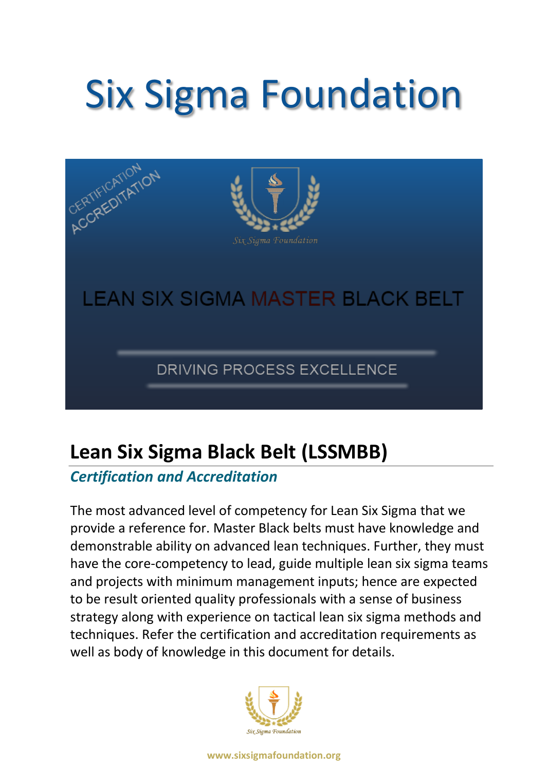# Six Sigma Foundation

CERTIFICATION
ACCREDITATION

Six Sigma Foundation

LEAN SIX SIGMA MASTER BLACK BELT

DRIVING PROCESS EXCELLENCE

## Lean Six Sigma Black Belt (LSSMBB)

### *Certification and Accreditation*

The most advanced level of competency for Lean Six Sigma that we provide a reference for. Master Black belts must have knowledge and demonstrable ability on advanced lean techniques. Further, they must have the core-competency to lead, guide multiple lean six sigma teams and projects with minimum management inputs; hence are expected to be result oriented quality professionals with a sense of business strategy along with experience on tactical lean six sigma methods and techniques. Refer the certification and accreditation requirements as well as body of knowledge in this document for details.

Six Sigma Foundation

www.sixsigmafoundation.org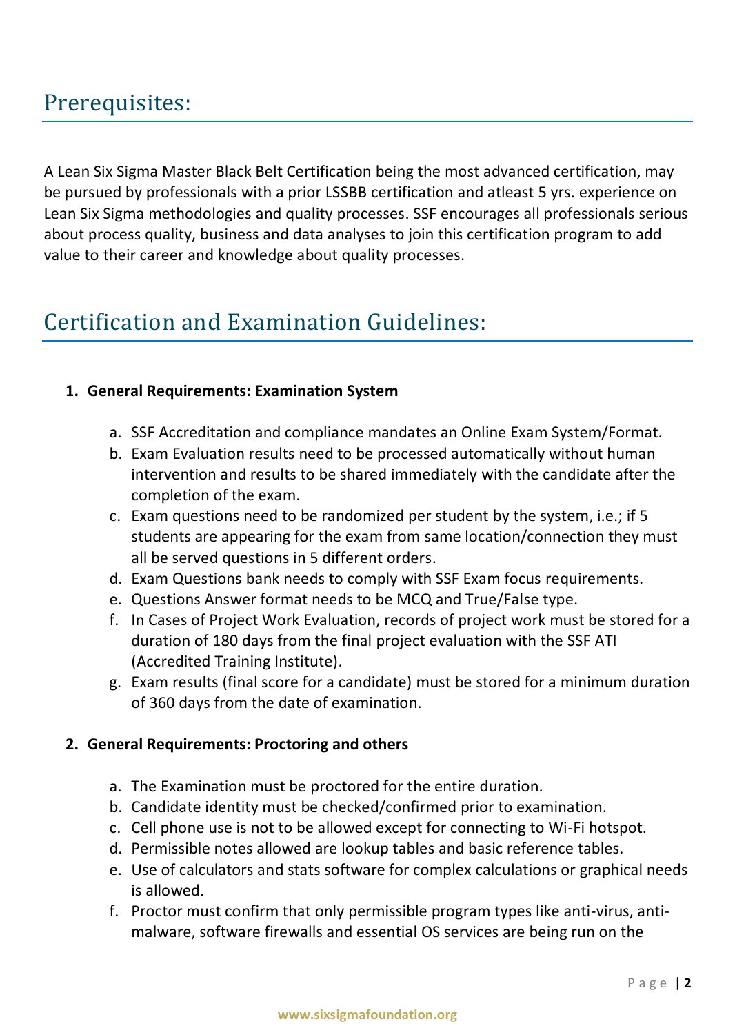## Prerequisites:

A Lean Six Sigma Master Black Belt Certification being the most advanced certification, may be pursued by professionals with a prior LSSBB certification and atleast 5 yrs. experience on Lean Six Sigma methodologies and quality processes. SSF encourages all professionals serious about process quality, business and data analyses to join this certification program to add value to their career and knowledge about quality processes.

## Certification and Examination Guidelines:

1. **General Requirements: Examination System**

    a. SSF Accreditation and compliance mandates an Online Exam System/Format.
    b. Exam Evaluation results need to be processed automatically without human intervention and results to be shared immediately with the candidate after the completion of the exam.
    c. Exam questions need to be randomized per student by the system, i.e.; if 5 students are appearing for the exam from same location/connection they must all be served questions in 5 different orders.
    d. Exam Questions bank needs to comply with SSF Exam focus requirements.
    e. Questions Answer format needs to be MCQ and True/False type.
    f. In Cases of Project Work Evaluation, records of project work must be stored for a duration of 180 days from the final project evaluation with the SSF ATI (Accredited Training Institute).
    g. Exam results (final score for a candidate) must be stored for a minimum duration of 360 days from the date of examination.

2. **General Requirements: Proctoring and others**

    a. The Examination must be proctored for the entire duration.
    b. Candidate identity must be checked/confirmed prior to examination.
    c. Cell phone use is not to be allowed except for connecting to Wi-Fi hotspot.
    d. Permissible notes allowed are lookup tables and basic reference tables.
    e. Use of calculators and stats software for complex calculations or graphical needs is allowed.
    f. Proctor must confirm that only permissible program types like anti-virus, anti-malware, software firewalls and essential OS services are being run on the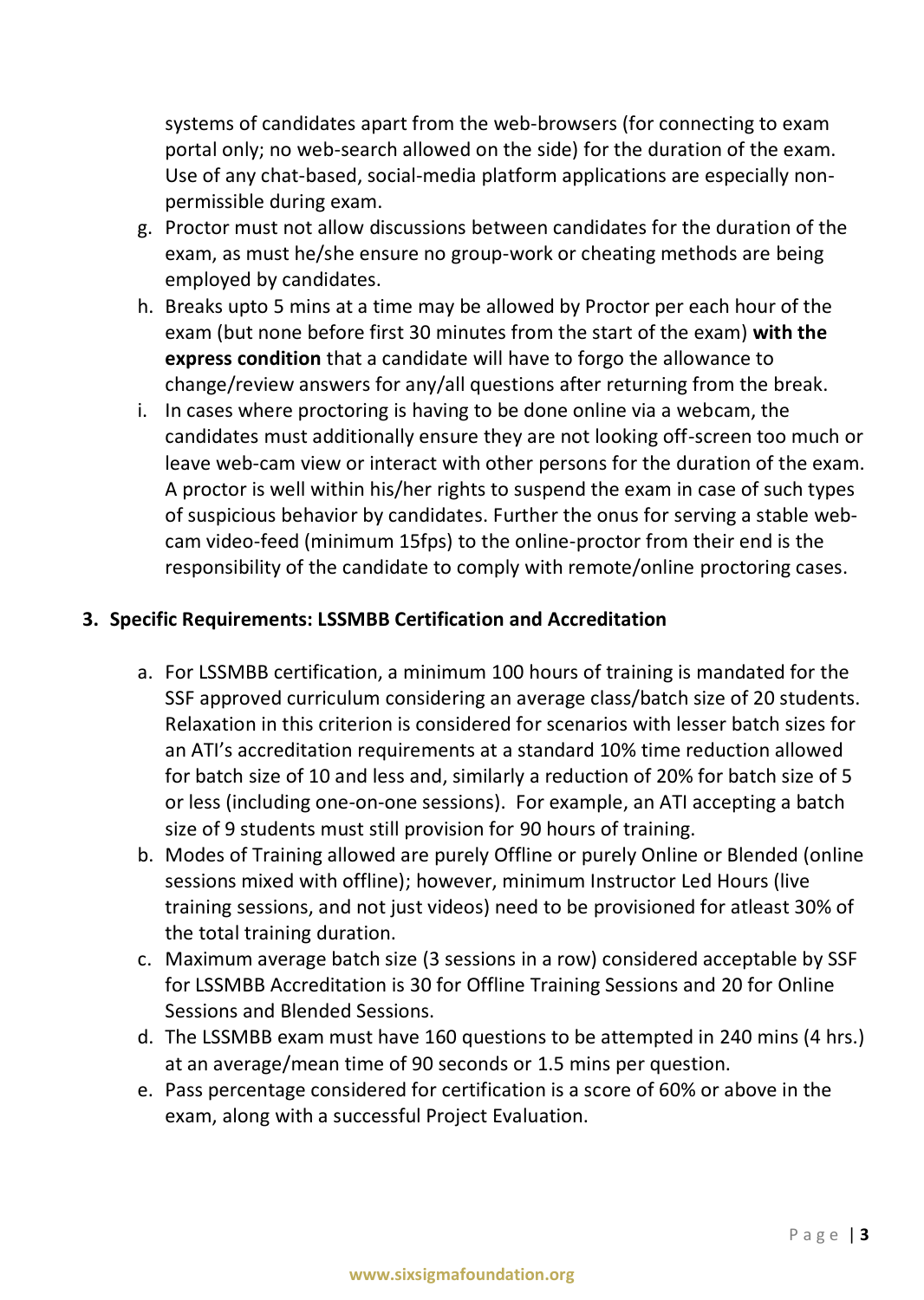systems of candidates apart from the web-browsers (for connecting to exam portal only; no web-search allowed on the side) for the duration of the exam. Use of any chat-based, social-media platform applications are especially non-permissible during exam.

g. Proctor must not allow discussions between candidates for the duration of the exam, as must he/she ensure no group-work or cheating methods are being employed by candidates.
h. Breaks upto 5 mins at a time may be allowed by Proctor per each hour of the exam (but none before first 30 minutes from the start of the exam) **with the express condition** that a candidate will have to forgo the allowance to change/review answers for any/all questions after returning from the break.
i. In cases where proctoring is having to be done online via a webcam, the candidates must additionally ensure they are not looking off-screen too much or leave web-cam view or interact with other persons for the duration of the exam. A proctor is well within his/her rights to suspend the exam in case of such types of suspicious behavior by candidates. Further the onus for serving a stable web-cam video-feed (minimum 15fps) to the online-proctor from their end is the responsibility of the candidate to comply with remote/online proctoring cases.

## 3. Specific Requirements: LSSMBB Certification and Accreditation

a. For LSSMBB certification, a minimum 100 hours of training is mandated for the SSF approved curriculum considering an average class/batch size of 20 students. Relaxation in this criterion is considered for scenarios with lesser batch sizes for an ATI's accreditation requirements at a standard 10% time reduction allowed for batch size of 10 and less and, similarly a reduction of 20% for batch size of 5 or less (including one-on-one sessions). For example, an ATI accepting a batch size of 9 students must still provision for 90 hours of training.
b. Modes of Training allowed are purely Offline or purely Online or Blended (online sessions mixed with offline); however, minimum Instructor Led Hours (live training sessions, and not just videos) need to be provisioned for atleast 30% of the total training duration.
c. Maximum average batch size (3 sessions in a row) considered acceptable by SSF for LSSMBB Accreditation is 30 for Offline Training Sessions and 20 for Online Sessions and Blended Sessions.
d. The LSSMBB exam must have 160 questions to be attempted in 240 mins (4 hrs.) at an average/mean time of 90 seconds or 1.5 mins per question.
e. Pass percentage considered for certification is a score of 60% or above in the exam, along with a successful Project Evaluation.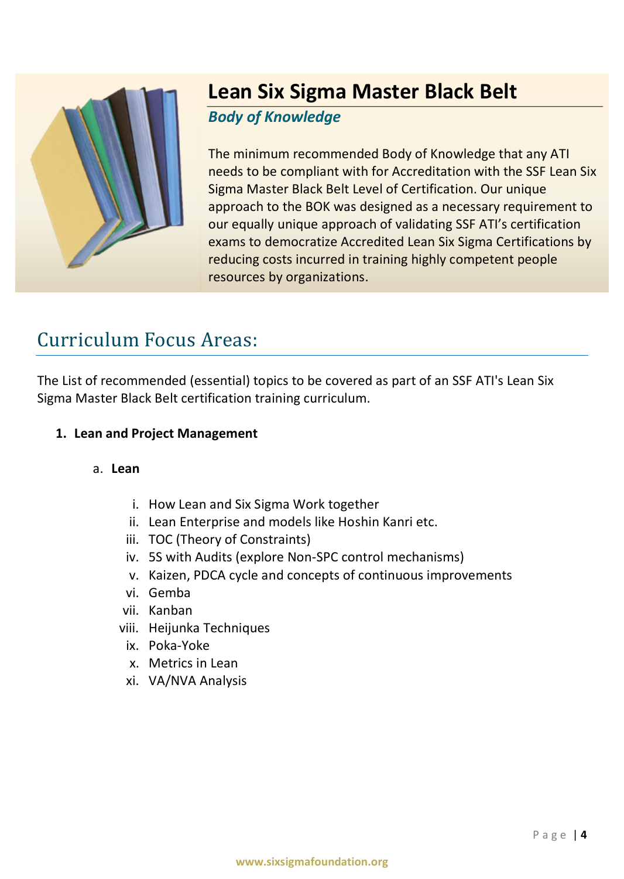# Lean Six Sigma Master Black Belt

***Body of Knowledge***

The minimum recommended Body of Knowledge that any ATI needs to be compliant with for Accreditation with the SSF Lean Six Sigma Master Black Belt Level of Certification. Our unique approach to the BOK was designed as a necessary requirement to our equally unique approach of validating SSF ATI's certification exams to democratize Accredited Lean Six Sigma Certifications by reducing costs incurred in training highly competent people resources by organizations.

## Curriculum Focus Areas:

The List of recommended (essential) topics to be covered as part of an SSF ATI's Lean Six Sigma Master Black Belt certification training curriculum.

1. **Lean and Project Management**

   a. **Lean**

      i. How Lean and Six Sigma Work together
      ii. Lean Enterprise and models like Hoshin Kanri etc.
      iii. TOC (Theory of Constraints)
      iv. 5S with Audits (explore Non-SPC control mechanisms)
      v. Kaizen, PDCA cycle and concepts of continuous improvements
      vi. Gemba
      vii. Kanban
      viii. Heijunka Techniques
      ix. Poka-Yoke
      x. Metrics in Lean
      xi. VA/NVA Analysis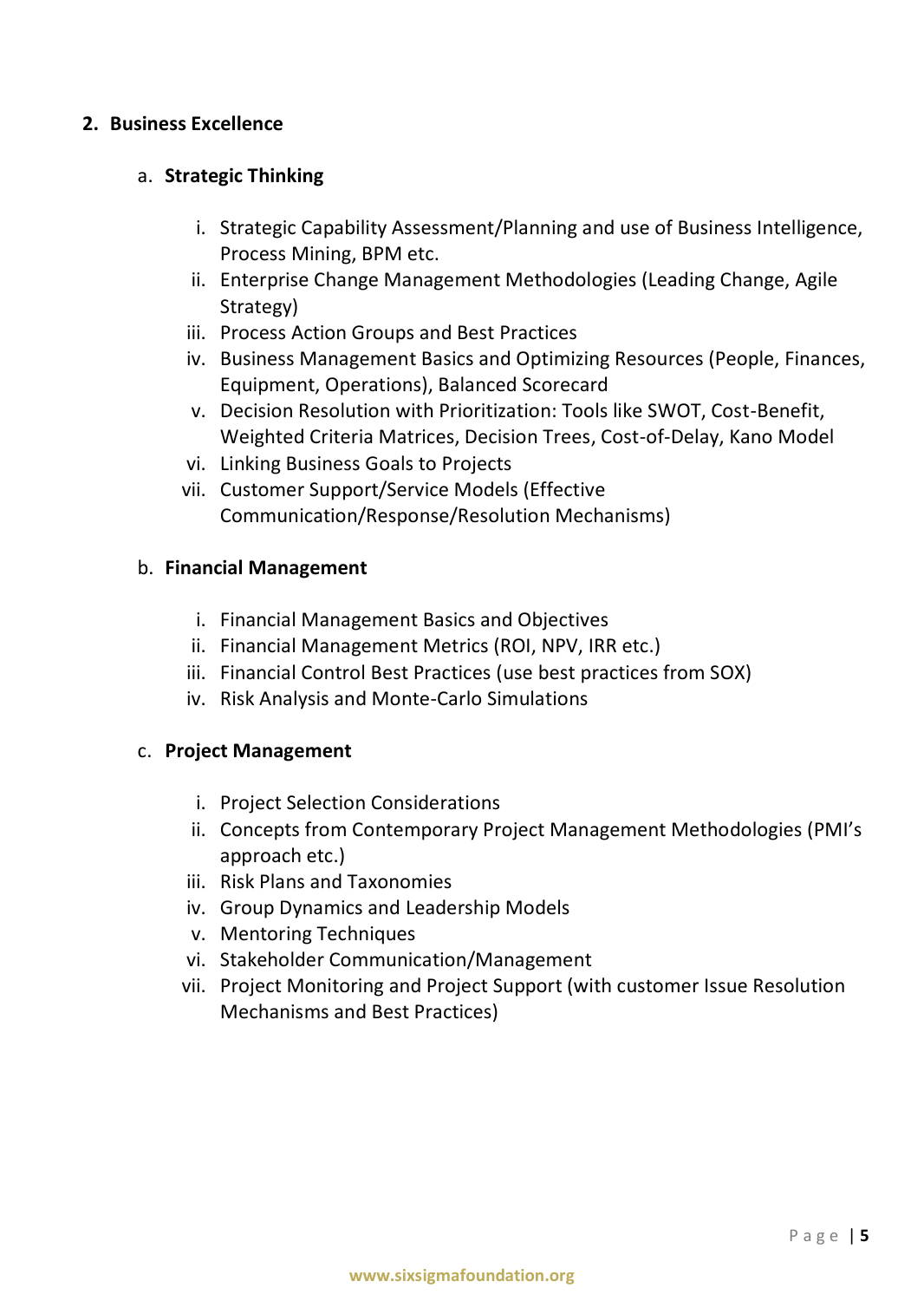## 2. Business Excellence

### a. Strategic Thinking

i. Strategic Capability Assessment/Planning and use of Business Intelligence, Process Mining, BPM etc.
ii. Enterprise Change Management Methodologies (Leading Change, Agile Strategy)
iii. Process Action Groups and Best Practices
iv. Business Management Basics and Optimizing Resources (People, Finances, Equipment, Operations), Balanced Scorecard
v. Decision Resolution with Prioritization: Tools like SWOT, Cost-Benefit, Weighted Criteria Matrices, Decision Trees, Cost-of-Delay, Kano Model
vi. Linking Business Goals to Projects
vii. Customer Support/Service Models (Effective Communication/Response/Resolution Mechanisms)

### b. Financial Management

i. Financial Management Basics and Objectives
ii. Financial Management Metrics (ROI, NPV, IRR etc.)
iii. Financial Control Best Practices (use best practices from SOX)
iv. Risk Analysis and Monte-Carlo Simulations

### c. Project Management

i. Project Selection Considerations
ii. Concepts from Contemporary Project Management Methodologies (PMI's approach etc.)
iii. Risk Plans and Taxonomies
iv. Group Dynamics and Leadership Models
v. Mentoring Techniques
vi. Stakeholder Communication/Management
vii. Project Monitoring and Project Support (with customer Issue Resolution Mechanisms and Best Practices)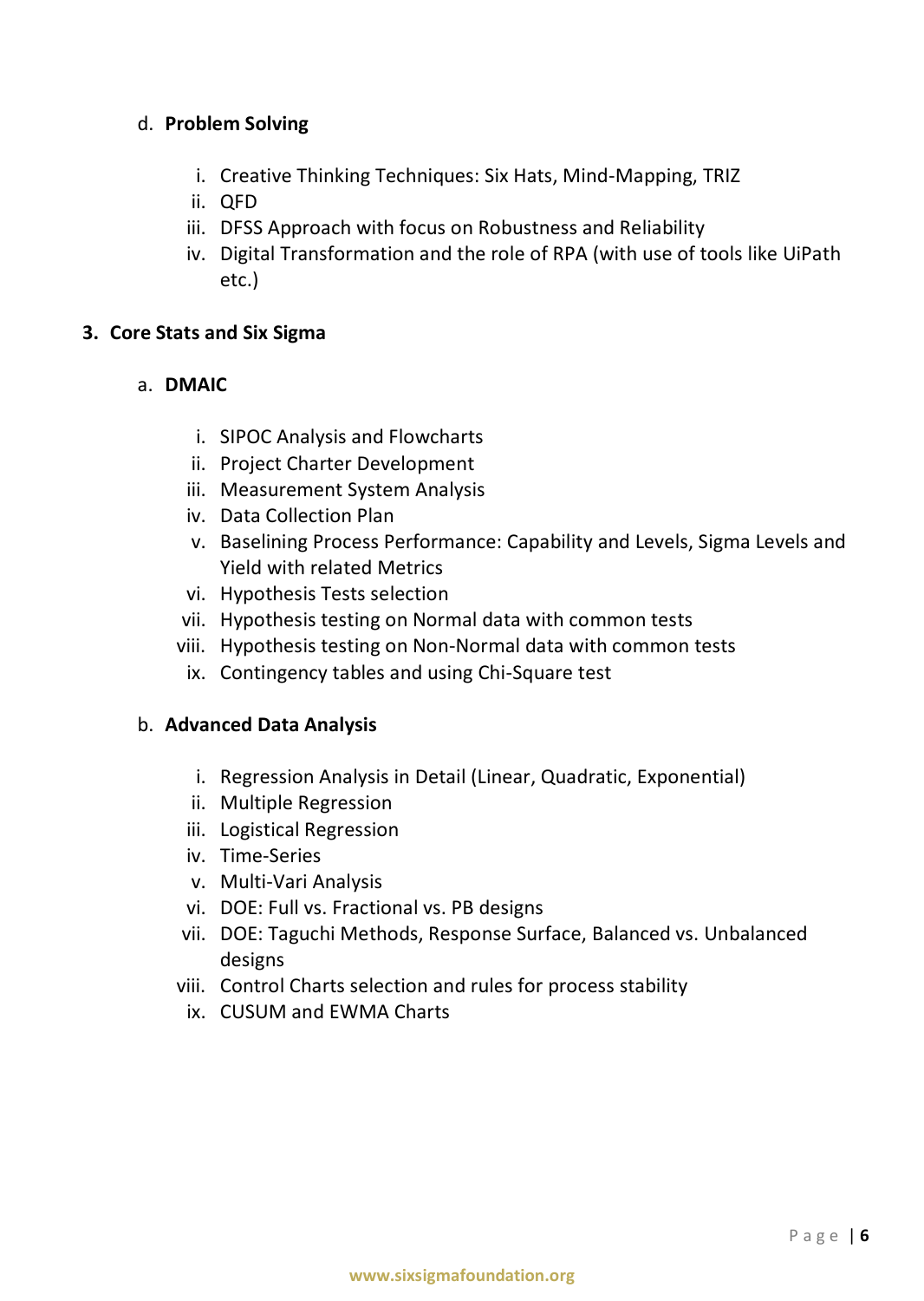d. **Problem Solving**

   i. Creative Thinking Techniques: Six Hats, Mind-Mapping, TRIZ
   ii. QFD
   iii. DFSS Approach with focus on Robustness and Reliability
   iv. Digital Transformation and the role of RPA (with use of tools like UiPath etc.)

3. **Core Stats and Six Sigma**

   a. **DMAIC**

      i. SIPOC Analysis and Flowcharts
      ii. Project Charter Development
      iii. Measurement System Analysis
      iv. Data Collection Plan
      v. Baselining Process Performance: Capability and Levels, Sigma Levels and Yield with related Metrics
      vi. Hypothesis Tests selection
      vii. Hypothesis testing on Normal data with common tests
      viii. Hypothesis testing on Non-Normal data with common tests
      ix. Contingency tables and using Chi-Square test

   b. **Advanced Data Analysis**

      i. Regression Analysis in Detail (Linear, Quadratic, Exponential)
      ii. Multiple Regression
      iii. Logistical Regression
      iv. Time-Series
      v. Multi-Vari Analysis
      vi. DOE: Full vs. Fractional vs. PB designs
      vii. DOE: Taguchi Methods, Response Surface, Balanced vs. Unbalanced designs
      viii. Control Charts selection and rules for process stability
      ix. CUSUM and EWMA Charts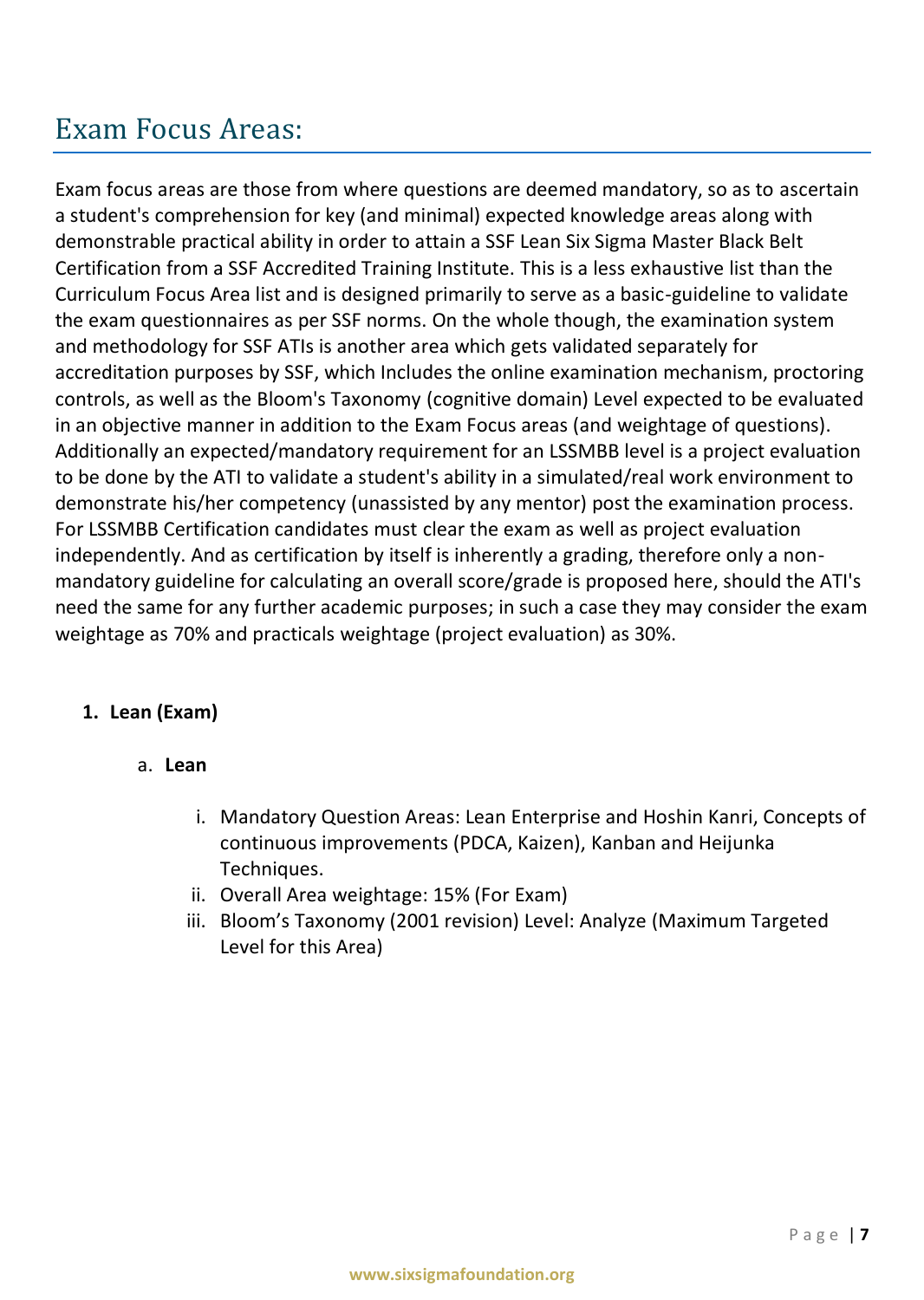# Exam Focus Areas:

Exam focus areas are those from where questions are deemed mandatory, so as to ascertain a student's comprehension for key (and minimal) expected knowledge areas along with demonstrable practical ability in order to attain a SSF Lean Six Sigma Master Black Belt Certification from a SSF Accredited Training Institute. This is a less exhaustive list than the Curriculum Focus Area list and is designed primarily to serve as a basic-guideline to validate the exam questionnaires as per SSF norms. On the whole though, the examination system and methodology for SSF ATIs is another area which gets validated separately for accreditation purposes by SSF, which Includes the online examination mechanism, proctoring controls, as well as the Bloom's Taxonomy (cognitive domain) Level expected to be evaluated in an objective manner in addition to the Exam Focus areas (and weightage of questions). Additionally an expected/mandatory requirement for an LSSMBB level is a project evaluation to be done by the ATI to validate a student's ability in a simulated/real work environment to demonstrate his/her competency (unassisted by any mentor) post the examination process. For LSSMBB Certification candidates must clear the exam as well as project evaluation independently. And as certification by itself is inherently a grading, therefore only a non-mandatory guideline for calculating an overall score/grade is proposed here, should the ATI's need the same for any further academic purposes; in such a case they may consider the exam weightage as 70% and practicals weightage (project evaluation) as 30%.

1. **Lean (Exam)**

   a. **Lean**

      i. Mandatory Question Areas: Lean Enterprise and Hoshin Kanri, Concepts of continuous improvements (PDCA, Kaizen), Kanban and Heijunka Techniques.

      ii. Overall Area weightage: 15% (For Exam)

      iii. Bloom's Taxonomy (2001 revision) Level: Analyze (Maximum Targeted Level for this Area)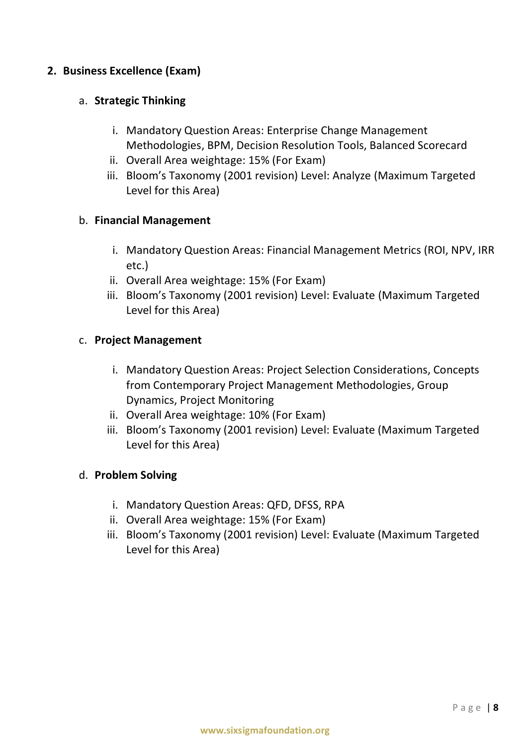2. **Business Excellence (Exam)**

   a. **Strategic Thinking**

      i. Mandatory Question Areas: Enterprise Change Management Methodologies, BPM, Decision Resolution Tools, Balanced Scorecard
      ii. Overall Area weightage: 15% (For Exam)
      iii. Bloom's Taxonomy (2001 revision) Level: Analyze (Maximum Targeted Level for this Area)

   b. **Financial Management**

      i. Mandatory Question Areas: Financial Management Metrics (ROI, NPV, IRR etc.)
      ii. Overall Area weightage: 15% (For Exam)
      iii. Bloom's Taxonomy (2001 revision) Level: Evaluate (Maximum Targeted Level for this Area)

   c. **Project Management**

      i. Mandatory Question Areas: Project Selection Considerations, Concepts from Contemporary Project Management Methodologies, Group Dynamics, Project Monitoring
      ii. Overall Area weightage: 10% (For Exam)
      iii. Bloom's Taxonomy (2001 revision) Level: Evaluate (Maximum Targeted Level for this Area)

   d. **Problem Solving**

      i. Mandatory Question Areas: QFD, DFSS, RPA
      ii. Overall Area weightage: 15% (For Exam)
      iii. Bloom's Taxonomy (2001 revision) Level: Evaluate (Maximum Targeted Level for this Area)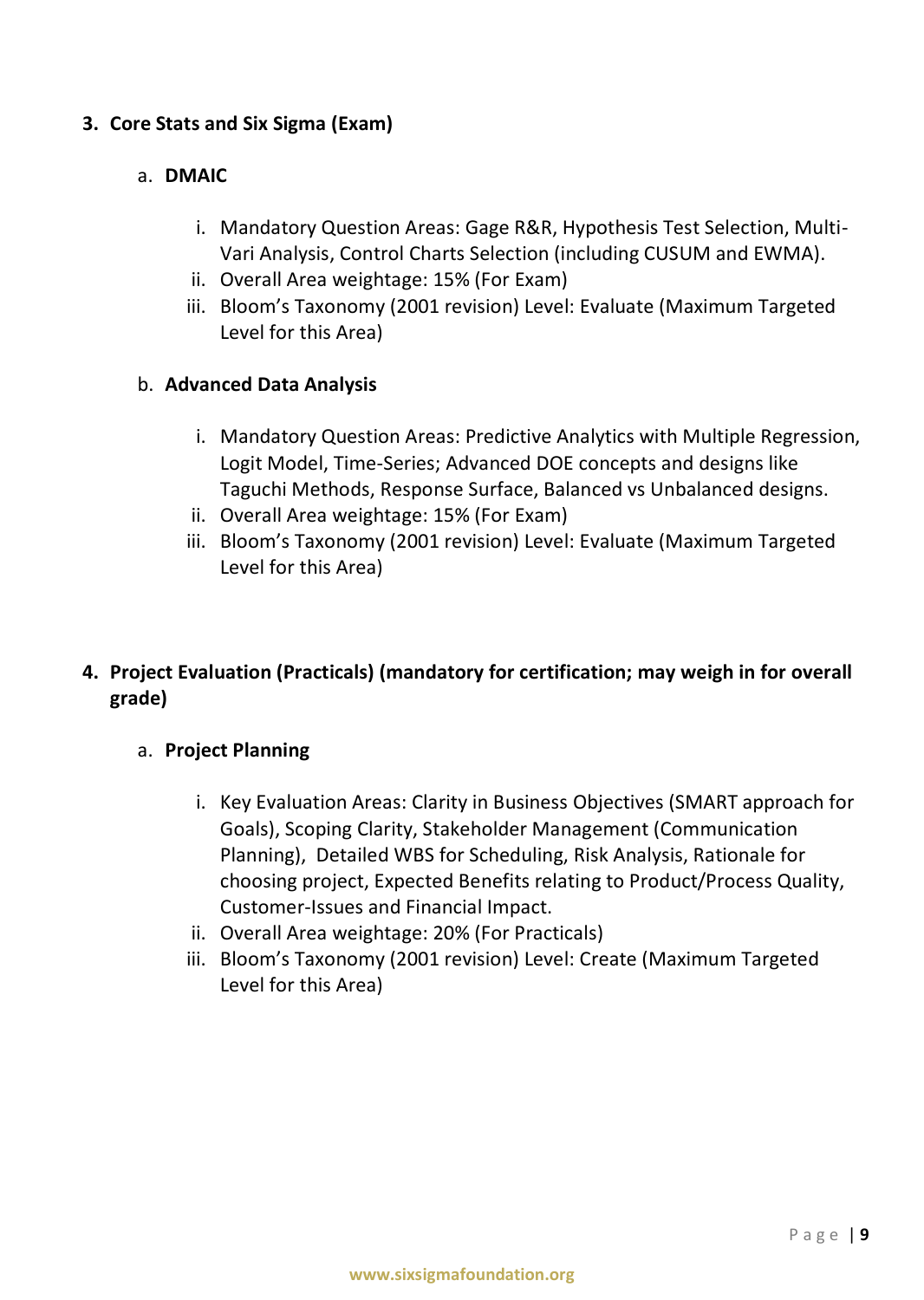3. **Core Stats and Six Sigma (Exam)**

   a. **DMAIC**

      i. Mandatory Question Areas: Gage R&R, Hypothesis Test Selection, Multi-Vari Analysis, Control Charts Selection (including CUSUM and EWMA).
      ii. Overall Area weightage: 15% (For Exam)
      iii. Bloom's Taxonomy (2001 revision) Level: Evaluate (Maximum Targeted Level for this Area)

   b. **Advanced Data Analysis**

      i. Mandatory Question Areas: Predictive Analytics with Multiple Regression, Logit Model, Time-Series; Advanced DOE concepts and designs like Taguchi Methods, Response Surface, Balanced vs Unbalanced designs.
      ii. Overall Area weightage: 15% (For Exam)
      iii. Bloom's Taxonomy (2001 revision) Level: Evaluate (Maximum Targeted Level for this Area)

4. **Project Evaluation (Practicals) (mandatory for certification; may weigh in for overall grade)**

   a. **Project Planning**

      i. Key Evaluation Areas: Clarity in Business Objectives (SMART approach for Goals), Scoping Clarity, Stakeholder Management (Communication Planning), Detailed WBS for Scheduling, Risk Analysis, Rationale for choosing project, Expected Benefits relating to Product/Process Quality, Customer-Issues and Financial Impact.
      ii. Overall Area weightage: 20% (For Practicals)
      iii. Bloom's Taxonomy (2001 revision) Level: Create (Maximum Targeted Level for this Area)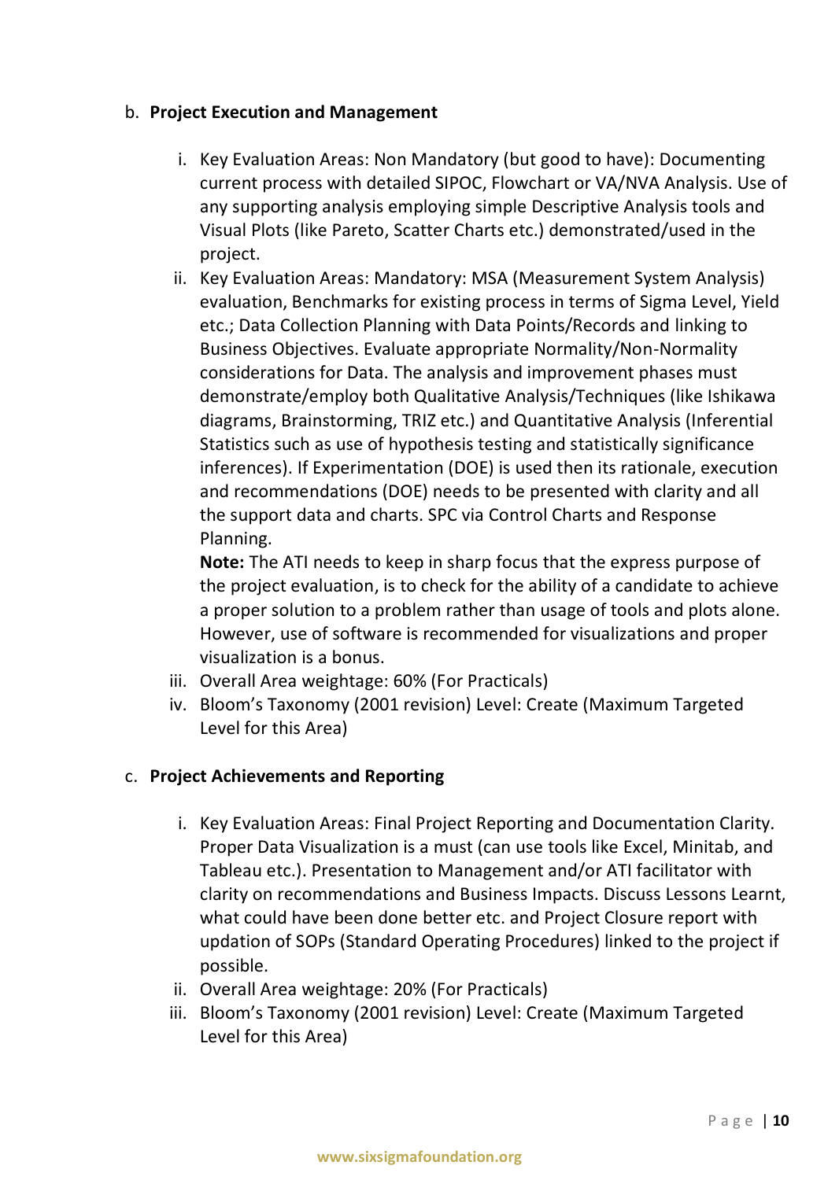b. **Project Execution and Management**

   i. Key Evaluation Areas: Non Mandatory (but good to have): Documenting current process with detailed SIPOC, Flowchart or VA/NVA Analysis. Use of any supporting analysis employing simple Descriptive Analysis tools and Visual Plots (like Pareto, Scatter Charts etc.) demonstrated/used in the project.

   ii. Key Evaluation Areas: Mandatory: MSA (Measurement System Analysis) evaluation, Benchmarks for existing process in terms of Sigma Level, Yield etc.; Data Collection Planning with Data Points/Records and linking to Business Objectives. Evaluate appropriate Normality/Non-Normality considerations for Data. The analysis and improvement phases must demonstrate/employ both Qualitative Analysis/Techniques (like Ishikawa diagrams, Brainstorming, TRIZ etc.) and Quantitative Analysis (Inferential Statistics such as use of hypothesis testing and statistically significance inferences). If Experimentation (DOE) is used then its rationale, execution and recommendations (DOE) needs to be presented with clarity and all the support data and charts. SPC via Control Charts and Response Planning.

      **Note:** The ATI needs to keep in sharp focus that the express purpose of the project evaluation, is to check for the ability of a candidate to achieve a proper solution to a problem rather than usage of tools and plots alone. However, use of software is recommended for visualizations and proper visualization is a bonus.

   iii. Overall Area weightage: 60% (For Practicals)

   iv. Bloom's Taxonomy (2001 revision) Level: Create (Maximum Targeted Level for this Area)

c. **Project Achievements and Reporting**

   i. Key Evaluation Areas: Final Project Reporting and Documentation Clarity. Proper Data Visualization is a must (can use tools like Excel, Minitab, and Tableau etc.). Presentation to Management and/or ATI facilitator with clarity on recommendations and Business Impacts. Discuss Lessons Learnt, what could have been done better etc. and Project Closure report with updation of SOPs (Standard Operating Procedures) linked to the project if possible.

   ii. Overall Area weightage: 20% (For Practicals)

   iii. Bloom's Taxonomy (2001 revision) Level: Create (Maximum Targeted Level for this Area)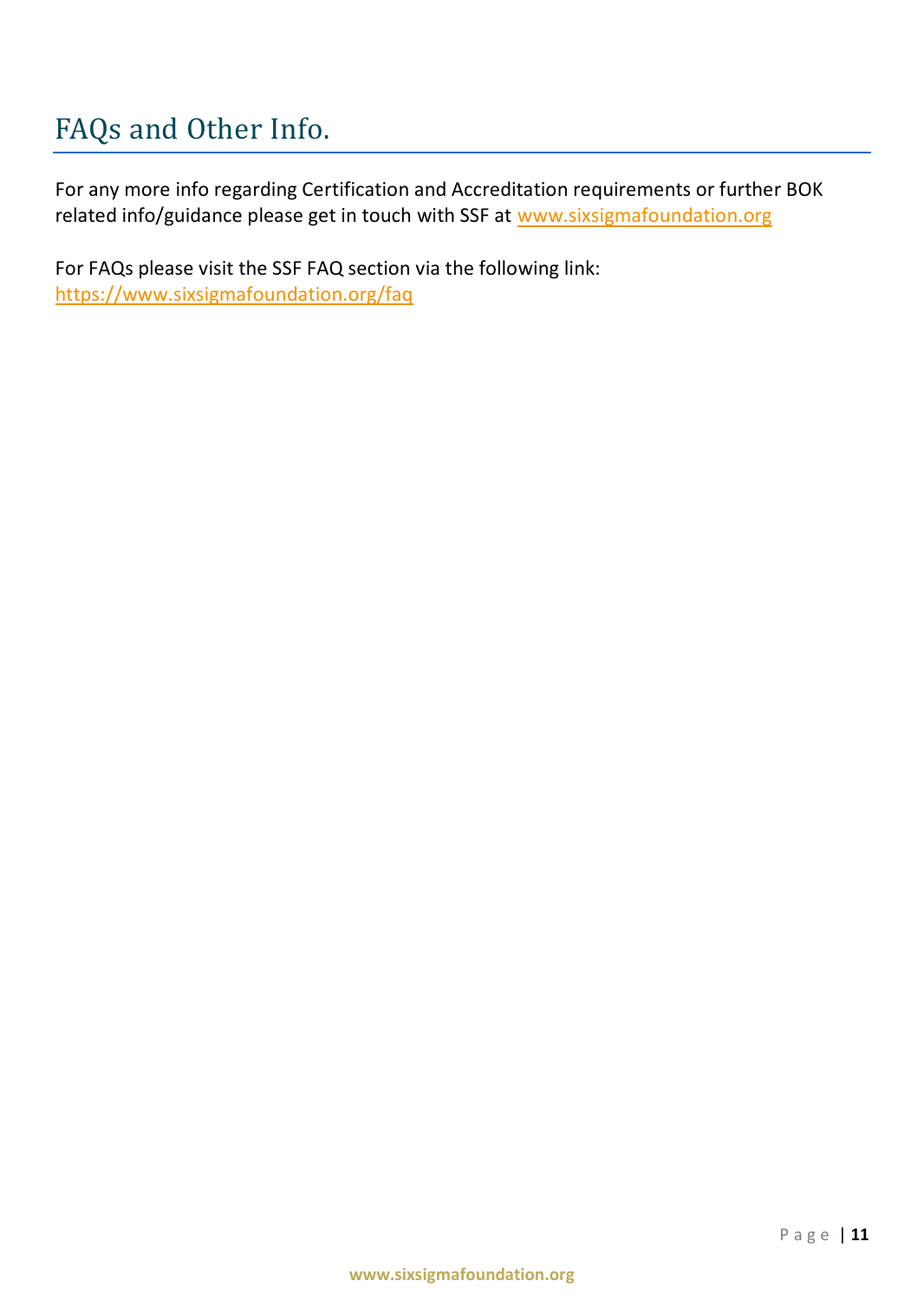# FAQs and Other Info.

For any more info regarding Certification and Accreditation requirements or further BOK related info/guidance please get in touch with SSF at www.sixsigmafoundation.org

For FAQs please visit the SSF FAQ section via the following link:
https://www.sixsigmafoundation.org/faq